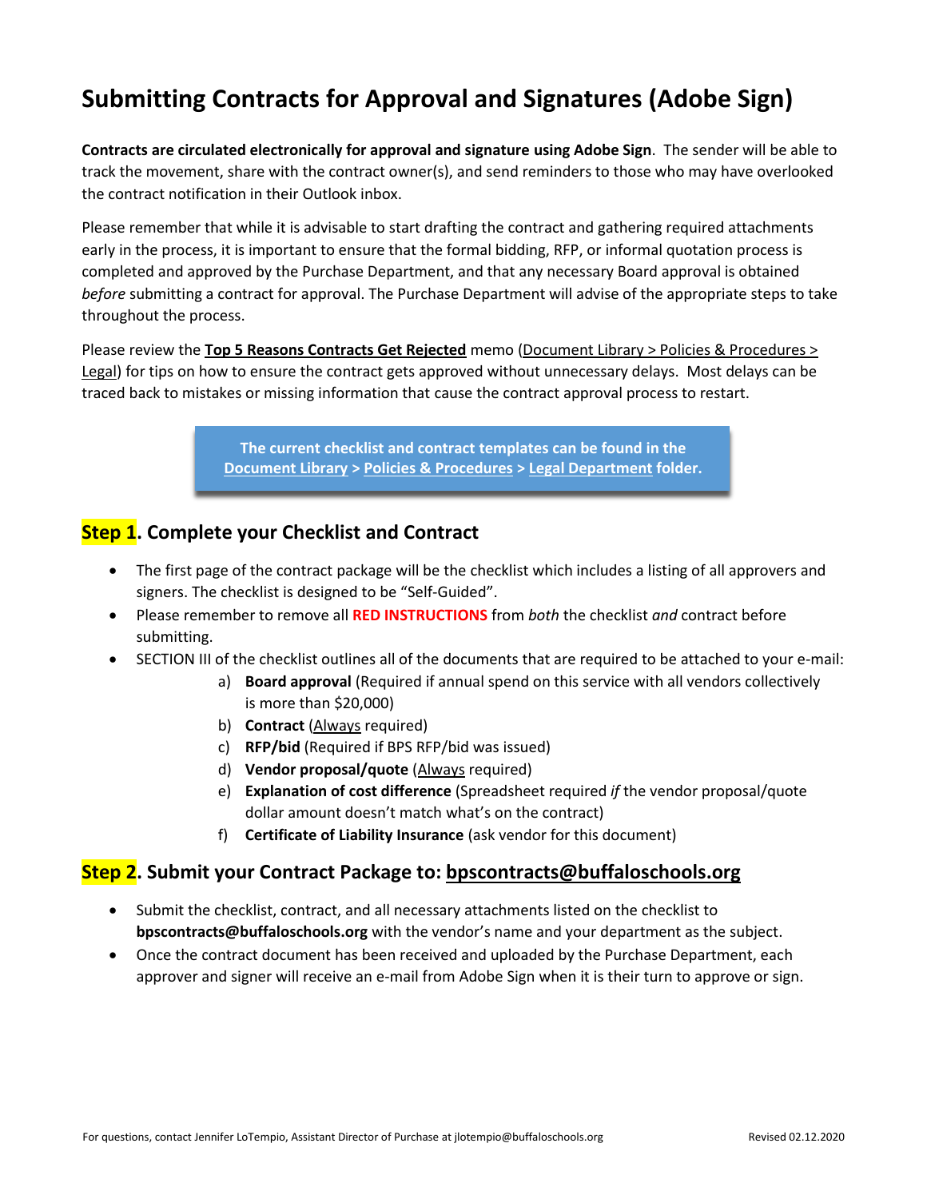# Submitting Contracts for Approval and Signatures (Adobe Sign)

**Contracts are circulated electronically for approval and signature using Adobe Sign**. The sender will be able to track the movement, share with the contract owner(s), and send reminders to those who may have overlooked the contract notification in their Outlook inbox.

Please remember that while it is advisable to start drafting the contract and gathering required attachments early in the process, it is important to ensure that the formal bidding, RFP, or informal quotation process is completed and approved by the Purchase Department, and that any necessary Board approval is obtained *before* submitting a contract for approval. The Purchase Department will advise of the appropriate steps to take throughout the process.

Please review the **Top 5 Reasons Contracts Get Rejected** memo (Document Library > Policies & Procedures > Legal) for tips on how to ensure the contract gets approved without unnecessary delays. Most delays can be traced back to mistakes or missing information that cause the contract approval process to restart.

**The current checklist and contract templates can be found in the Document Library > Policies & Procedures > Legal Department folder.**

## Step 1. Complete your Checklist and Contract

- The first page of the contract package will be the checklist which includes a listing of all approvers and signers. The checklist is designed to be "Self-Guided".
- Please remember to remove all **RED INSTRUCTIONS** from *both* the checklist *and* contract before submitting.
- SECTION III of the checklist outlines all of the documents that are required to be attached to your e-mail:
  a) **Board approval** (Required if annual spend on this service with all vendors collectively is more than $20,000)
  b) **Contract** (Always required)
  c) **RFP/bid** (Required if BPS RFP/bid was issued)
  d) **Vendor proposal/quote** (Always required)
  e) **Explanation of cost difference** (Spreadsheet required *if* the vendor proposal/quote dollar amount doesn't match what's on the contract)
  f) **Certificate of Liability Insurance** (ask vendor for this document)

## Step 2. Submit your Contract Package to: bpscontracts@buffaloschools.org

- Submit the checklist, contract, and all necessary attachments listed on the checklist to **bpscontracts@buffaloschools.org** with the vendor's name and your department as the subject.
- Once the contract document has been received and uploaded by the Purchase Department, each approver and signer will receive an e-mail from Adobe Sign when it is their turn to approve or sign.

For questions, contact Jennifer LoTempio, Assistant Director of Purchase at jlotempio@buffaloschools.org

Revised 02.12.2020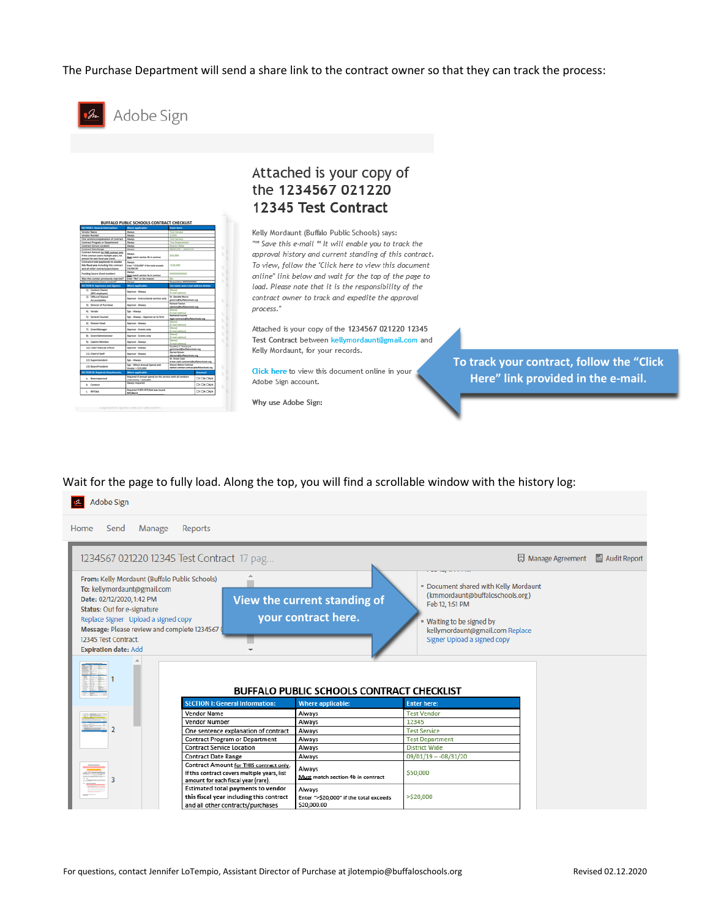The Purchase Department will send a share link to the contract owner so that they can track the process:

Adobe Sign

Attached is your copy of the **1234567 021220 12345 Test Contract**

Kelly Mordaunt (Buffalo Public Schools) says:

*"** Save this e-mail ** It will enable you to track the approval history and current standing of this contract. To view, follow the 'Click here to view this document online" link below and wait for the top of the page to load. Please note that it is the responsibility of the contract owner to track and expedite the approval process."*

Attached is your copy of the 1234567 021220 12345 Test Contract between kellymordaunt@gmail.com and Kelly Mordaunt, for your records.

Click here to view this document online in your Adobe Sign account.

Why use Adobe Sign:

**To track your contract, follow the "Click Here" link provided in the e-mail.**

Wait for the page to fully load. Along the top, you will find a scrollable window with the history log:

Adobe Sign

Home Send Manage Reports

1234567 021220 12345 Test Contract 17 pag...

Manage Agreement | Audit Report

**From:** Kelly Mordaunt (Buffalo Public Schools)
**To:** kellymordaunt@gmail.com
**Date:** 02/12/2020, 1:42 PM
**Status:** Out for e-signature
Replace Signer Upload a signed copy
**Message:** Please review and complete 1234567 ... 12345 Test Contract.
**Expiration date:** Add

- Document shared with Kelly Mordaunt (kmmordaunt@buffaloschools.org) Feb 12, 1:51 PM
- Waiting to be signed by kellymordaunt@gmail.com Replace Signer Upload a signed copy

**View the current standing of your contract here.**

BUFFALO PUBLIC SCHOOLS CONTRACT CHECKLIST

| SECTION I: General Information: | Where applicable: | Enter here: |
|---|---|---|
| Vendor Name | Always | Test Vendor |
| Vendor Number | Always | 12345 |
| One sentence explanation of contract | Always | Test Service |
| Contract Program or Department | Always | Test Department |
| Contract Service Location | Always | District Wide |
| Contract Date Range | Always | 09/01/19 – -08/31/20 |
| Contract Amount for THIS contract only. If this contract covers multiple years, list amount for each fiscal year (rare). | Always Must match section 4b in contract | $50,000 |
| Estimated total payments to vendor this fiscal year including this contract and all other contracts/purchases | Always Enter ">$20,000" if the total exceeds $20,000.00 | >$20,000 |

For questions, contact Jennifer LoTempio, Assistant Director of Purchase at jlotempio@buffaloschools.org

Revised 02.12.2020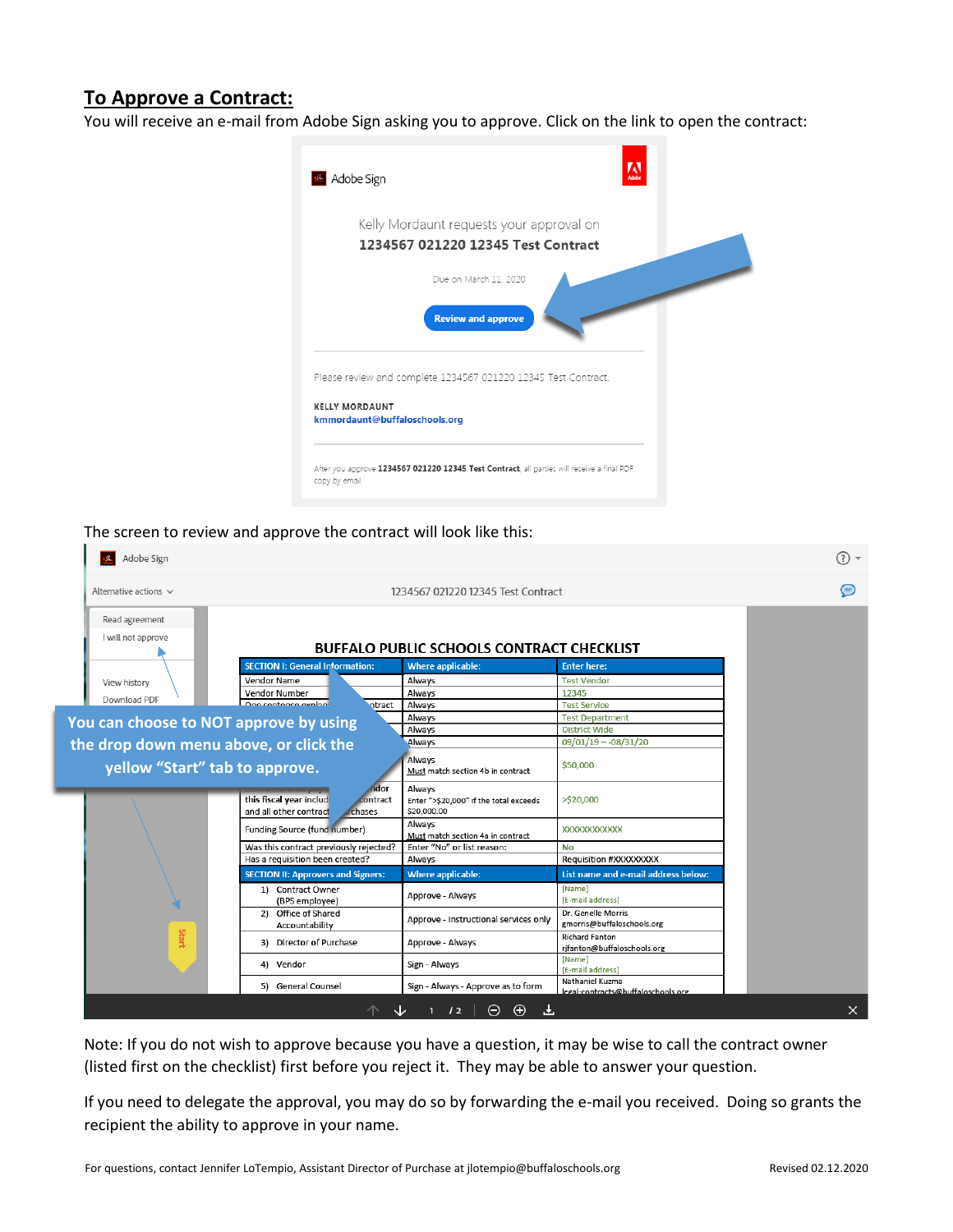## To Approve a Contract:

You will receive an e-mail from Adobe Sign asking you to approve. Click on the link to open the contract:

Adobe Sign

Kelly Mordaunt requests your approval on
**1234567 021220 12345 Test Contract**

Due on March 11, 2020

**Review and approve**

Please review and complete 1234567 021220 12345 Test Contract.

**KELLY MORDAUNT**
kmmordaunt@buffaloschools.org

After you approve **1234567 021220 12345 Test Contract**, all parties will receive a final PDF copy by email.

The screen to review and approve the contract will look like this:

Adobe Sign

Alternative actions

1234567 021220 12345 Test Contract

Read agreement
I will not approve
View history
Download PDF

You can choose to NOT approve by using the drop down menu above, or click the yellow "Start" tab to approve.

Start

**BUFFALO PUBLIC SCHOOLS CONTRACT CHECKLIST**

| SECTION I: General Information: | Where applicable: | Enter here: |
|---|---|---|
| Vendor Name | Always | Test Vendor |
| Vendor Number | Always | 12345 |
| One sentence explan... contract | Always | Test Service |
| | Always | Test Department |
| | Always | District Wide |
| | Always | 09/01/19 – -08/31/20 |
| | Always<br>Must match section 4b in contract | $50,000 |
| ...ndor this fiscal year includ... contract and all other contract... rchases | Always<br>Enter ">$20,000" if the total exceeds $20,000.00 | >$20,000 |
| Funding Source (fund number) | Always<br>Must match section 4a in contract | XXXXXXXXXXX |
| Was this contract previously rejected? | Enter "No" or list reason: | No |
| Has a requisition been created? | Always | Requisition #XXXXXXXXX |
| **SECTION II: Approvers and Signers:** | **Where applicable:** | **List name and e-mail address below:** |
| 1) Contract Owner (BPS employee) | Approve - Always | [Name]<br>[E-mail address] |
| 2) Office of Shared Accountability | Approve - Instructional services only | Dr. Genelle Morris<br>gmorris@buffaloschools.org |
| 3) Director of Purchase | Approve - Always | Richard Fanton<br>rjfanton@buffaloschools.org |
| 4) Vendor | Sign - Always | [Name]<br>[E-mail address] |
| 5) General Counsel | Sign - Always - Approve as to form | Nathaniel Kuzma<br>legal-contracts@buffaloschools.org |

Note: If you do not wish to approve because you have a question, it may be wise to call the contract owner (listed first on the checklist) first before you reject it. They may be able to answer your question.

If you need to delegate the approval, you may do so by forwarding the e-mail you received. Doing so grants the recipient the ability to approve in your name.

For questions, contact Jennifer LoTempio, Assistant Director of Purchase at jlotempio@buffaloschools.org — Revised 02.12.2020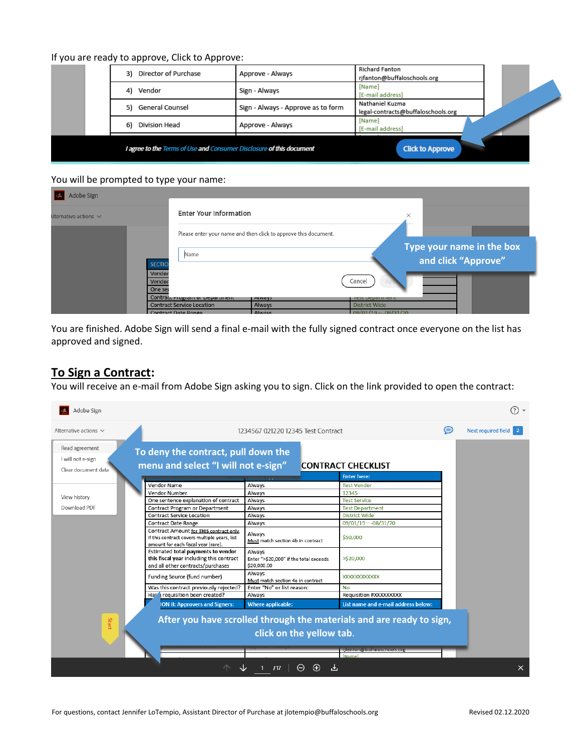If you are ready to approve, Click to Approve:

You will be prompted to type your name:

You are finished. Adobe Sign will send a final e-mail with the fully signed contract once everyone on the list has approved and signed.

## **To Sign a Contract**:

You will receive an e-mail from Adobe Sign asking you to sign. Click on the link provided to open the contract:

For questions, contact Jennifer LoTempio, Assistant Director of Purchase at jlotempio@buffaloschools.org

Revised 02.12.2020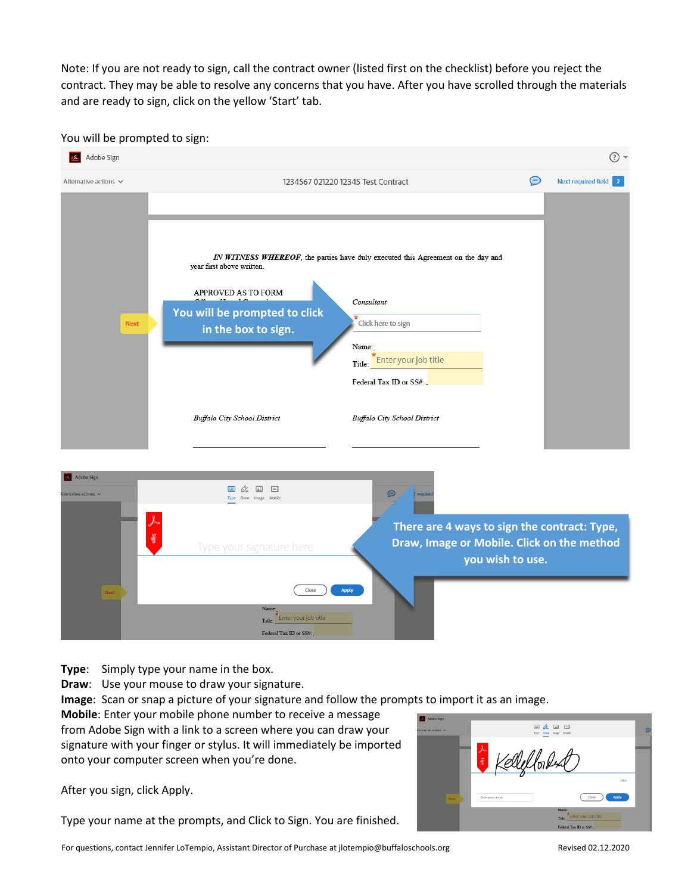Note: If you are not ready to sign, call the contract owner (listed first on the checklist) before you reject the contract. They may be able to resolve any concerns that you have. After you have scrolled through the materials and are ready to sign, click on the yellow 'Start' tab.

You will be prompted to sign:

Adobe Sign

Alternative actions

1234567 021220 12345 Test Contract

Next required field 2

*IN WITNESS WHEREOF*, the parties have duly executed this Agreement on the day and year first above written.

APPROVED AS TO FORM

*Consultant*

Next

You will be prompted to click in the box to sign.

Click here to sign

Name:

Title: Enter your job title

Federal Tax ID or SS#:

*Buffalo City School District*

*Buffalo City School District*

Adobe Sign

Alternative actions

Type Draw Image Mobile

Type your signature here

Next

Close Apply

There are 4 ways to sign the contract: Type, Draw, Image or Mobile. Click on the method you wish to use.

Name:

Title: Enter your job title

Federal Tax ID or SS#:

**Type**: Simply type your name in the box.
**Draw**: Use your mouse to draw your signature.
**Image**: Scan or snap a picture of your signature and follow the prompts to import it as an image.
**Mobile**: Enter your mobile phone number to receive a message from Adobe Sign with a link to a screen where you can draw your signature with your finger or stylus. It will immediately be imported onto your computer screen when you're done.

After you sign, click Apply.

Type your name at the prompts, and Click to Sign. You are finished.

For questions, contact Jennifer LoTempio, Assistant Director of Purchase at jlotempio@buffaloschools.org

Revised 02.12.2020